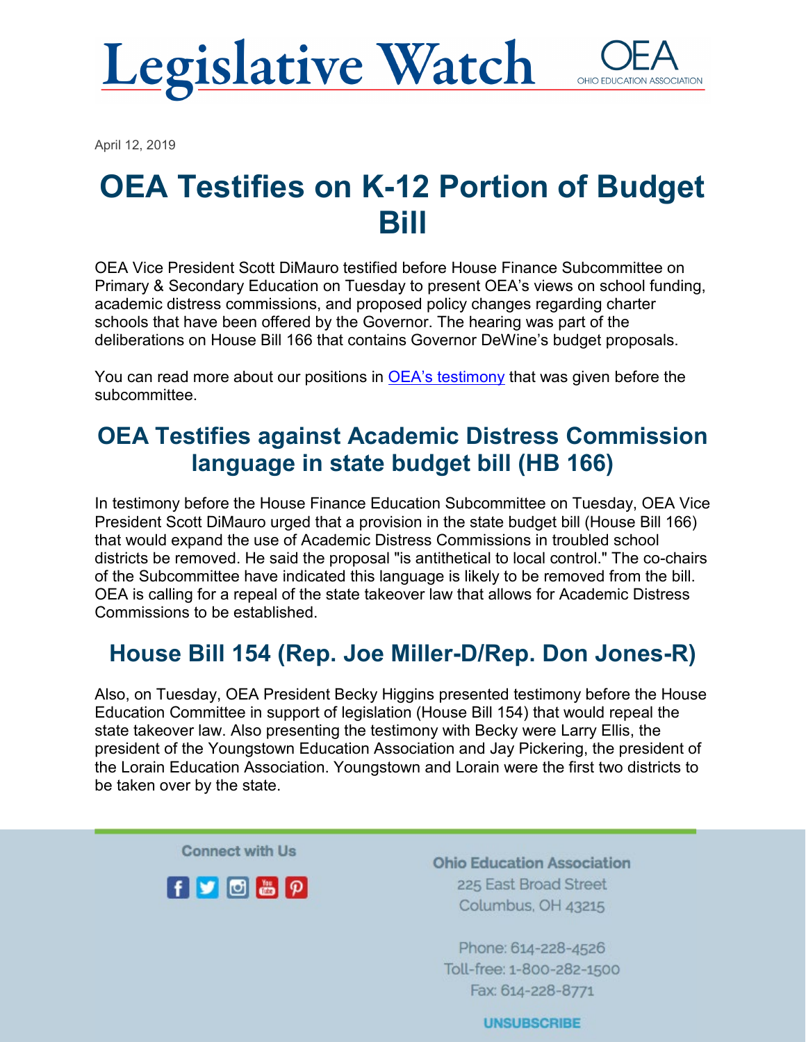# Legislative Watch

OEA
OHIO EDUCATION ASSOCIATION

April 12, 2019

## OEA Testifies on K-12 Portion of Budget Bill

OEA Vice President Scott DiMauro testified before House Finance Subcommittee on Primary & Secondary Education on Tuesday to present OEA's views on school funding, academic distress commissions, and proposed policy changes regarding charter schools that have been offered by the Governor. The hearing was part of the deliberations on House Bill 166 that contains Governor DeWine's budget proposals.

You can read more about our positions in OEA's testimony that was given before the subcommittee.

## OEA Testifies against Academic Distress Commission language in state budget bill (HB 166)

In testimony before the House Finance Education Subcommittee on Tuesday, OEA Vice President Scott DiMauro urged that a provision in the state budget bill (House Bill 166) that would expand the use of Academic Distress Commissions in troubled school districts be removed. He said the proposal "is antithetical to local control." The co-chairs of the Subcommittee have indicated this language is likely to be removed from the bill. OEA is calling for a repeal of the state takeover law that allows for Academic Distress Commissions to be established.

## House Bill 154 (Rep. Joe Miller-D/Rep. Don Jones-R)

Also, on Tuesday, OEA President Becky Higgins presented testimony before the House Education Committee in support of legislation (House Bill 154) that would repeal the state takeover law. Also presenting the testimony with Becky were Larry Ellis, the president of the Youngstown Education Association and Jay Pickering, the president of the Lorain Education Association. Youngstown and Lorain were the first two districts to be taken over by the state.

Connect with Us

Ohio Education Association
225 East Broad Street
Columbus, OH 43215

Phone: 614-228-4526
Toll-free: 1-800-282-1500
Fax: 614-228-8771

UNSUBSCRIBE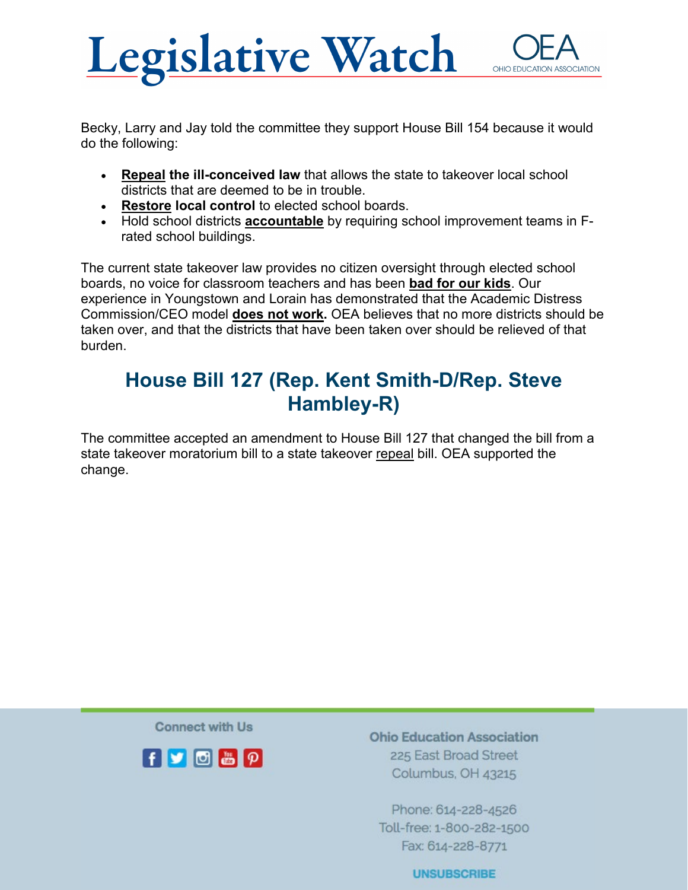Becky, Larry and Jay told the committee they support House Bill 154 because it would do the following:

- **Repeal the ill-conceived law** that allows the state to takeover local school districts that are deemed to be in trouble.
- **Restore local control** to elected school boards.
- Hold school districts **accountable** by requiring school improvement teams in F-rated school buildings.

The current state takeover law provides no citizen oversight through elected school boards, no voice for classroom teachers and has been **bad for our kids**. Our experience in Youngstown and Lorain has demonstrated that the Academic Distress Commission/CEO model **does not work.** OEA believes that no more districts should be taken over, and that the districts that have been taken over should be relieved of that burden.

## House Bill 127 (Rep. Kent Smith-D/Rep. Steve Hambley-R)

The committee accepted an amendment to House Bill 127 that changed the bill from a state takeover moratorium bill to a state takeover repeal bill. OEA supported the change.

Connect with Us

**Ohio Education Association**
225 East Broad Street
Columbus, OH 43215

Phone: 614-228-4526
Toll-free: 1-800-282-1500
Fax: 614-228-8771

UNSUBSCRIBE